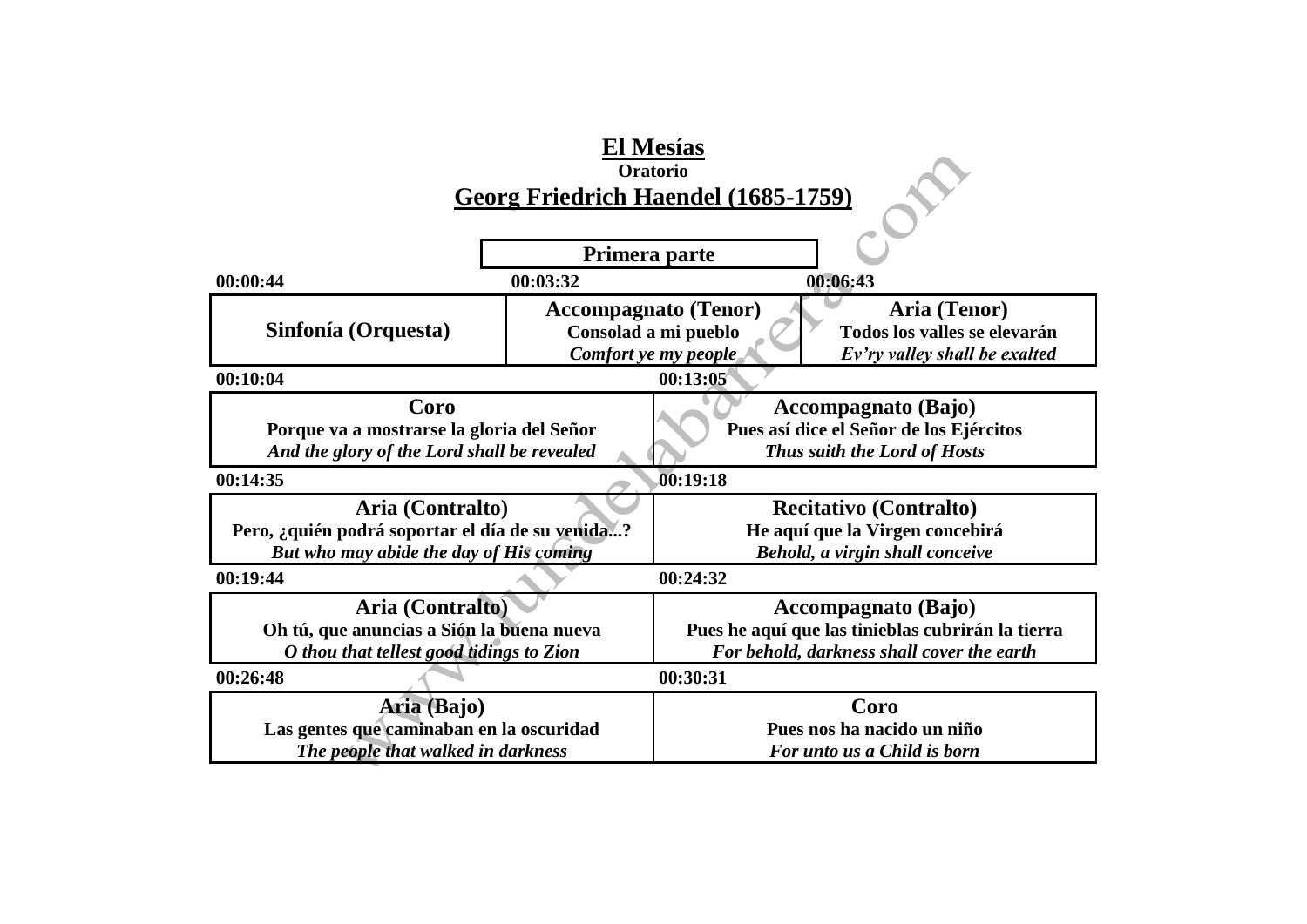# El Mesías

**Oratorio**

## Georg Friedrich Haendel (1685-1759)

### Primera parte

**00:00:44**
**Sinfonía (Orquesta)**

**00:03:32**
**Accompagnato (Tenor)**
**Consolad a mi pueblo**
***Comfort ye my people***

**00:06:43**
**Aria (Tenor)**
**Todos los valles se elevarán**
***Ev'ry valley shall be exalted***

**00:10:04**
**Coro**
**Porque va a mostrarse la gloria del Señor**
***And the glory of the Lord shall be revealed***

**00:13:05**
**Accompagnato (Bajo)**
**Pues así dice el Señor de los Ejércitos**
***Thus saith the Lord of Hosts***

**00:14:35**
**Aria (Contralto)**
**Pero, ¿quién podrá soportar el día de su venida...?**
***But who may abide the day of His coming***

**00:19:18**
**Recitativo (Contralto)**
**He aquí que la Virgen concebirá**
***Behold, a virgin shall conceive***

**00:19:44**
**Aria (Contralto)**
**Oh tú, que anuncias a Sión la buena nueva**
***O thou that tellest good tidings to Zion***

**00:24:32**
**Accompagnato (Bajo)**
**Pues he aquí que las tinieblas cubrirán la tierra**
***For behold, darkness shall cover the earth***

**00:26:48**
**Aria (Bajo)**
**Las gentes que caminaban en la oscuridad**
***The people that walked in darkness***

**00:30:31**
**Coro**
**Pues nos ha nacido un niño**
***For unto us a Child is born***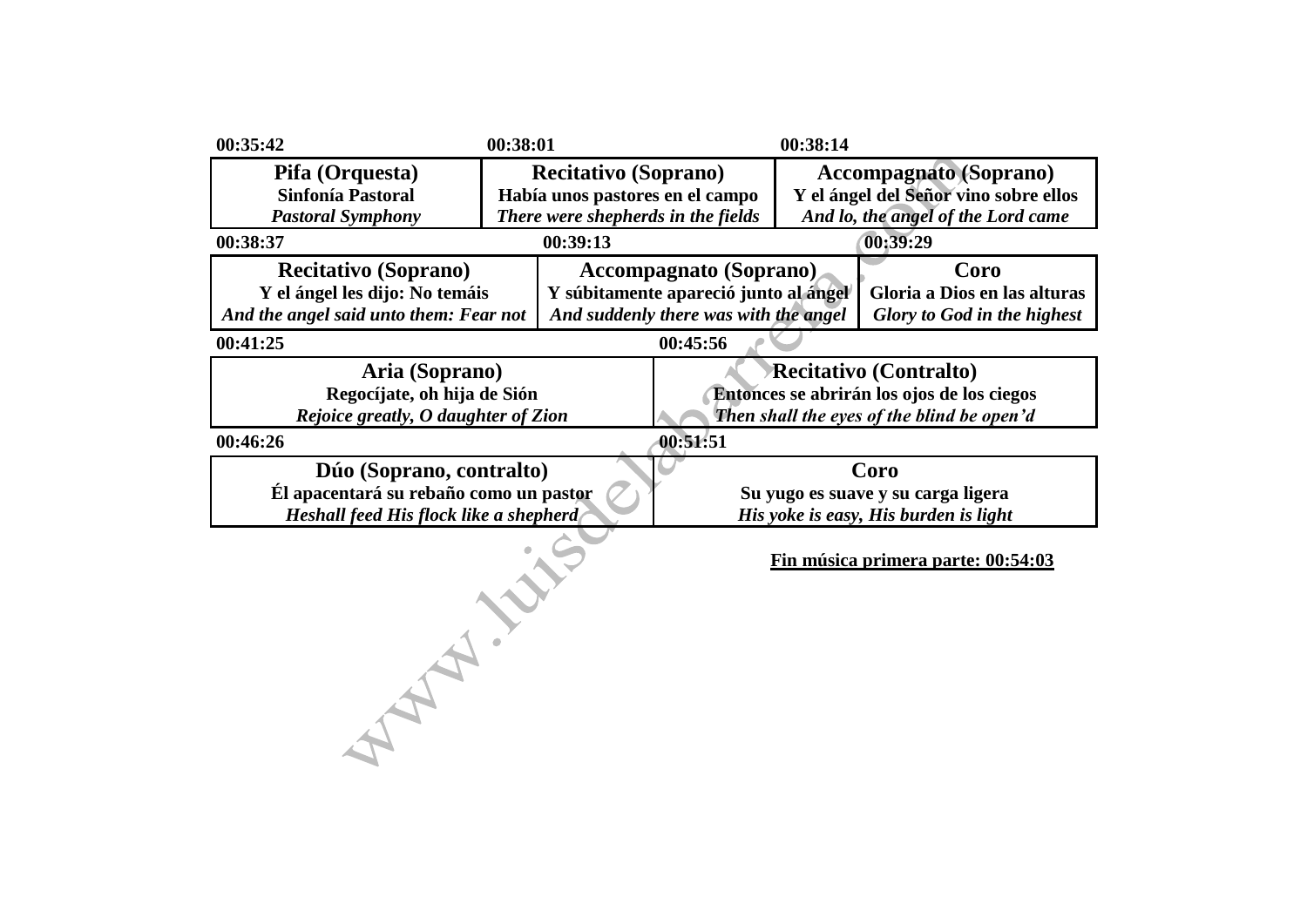| 00:35:42 | 00:38:01 | 00:38:14 |
|---|---|---|
| **Pifa (Orquesta)**<br>**Sinfonía Pastoral**<br>***Pastoral Symphony*** | **Recitativo (Soprano)**<br>**Había unos pastores en el campo**<br>***There were shepherds in the fields*** | **Accompagnato (Soprano)**<br>**Y el ángel del Señor vino sobre ellos**<br>***And lo, the angel of the Lord came*** |

| 00:38:37 | 00:39:13 | 00:39:29 |
|---|---|---|
| **Recitativo (Soprano)**<br>**Y el ángel les dijo: No temáis**<br>***And the angel said unto them: Fear not*** | **Accompagnato (Soprano)**<br>**Y súbitamente apareció junto al ángel**<br>***And suddenly there was with the angel*** | **Coro**<br>**Gloria a Dios en las alturas**<br>***Glory to God in the highest*** |

| 00:41:25 | 00:45:56 |
|---|---|
| **Aria (Soprano)**<br>**Regocíjate, oh hija de Sión**<br>***Rejoice greatly, O daughter of Zion*** | **Recitativo (Contralto)**<br>**Entonces se abrirán los ojos de los ciegos**<br>***Then shall the eyes of the blind be open'd*** |

| 00:46:26 | 00:51:51 |
|---|---|
| **Dúo (Soprano, contralto)**<br>**Él apacentará su rebaño como un pastor**<br>***Heshall feed His flock like a shepherd*** | **Coro**<br>**Su yugo es suave y su carga ligera**<br>***His yoke is easy, His burden is light*** |

**Fin música primera parte: 00:54:03**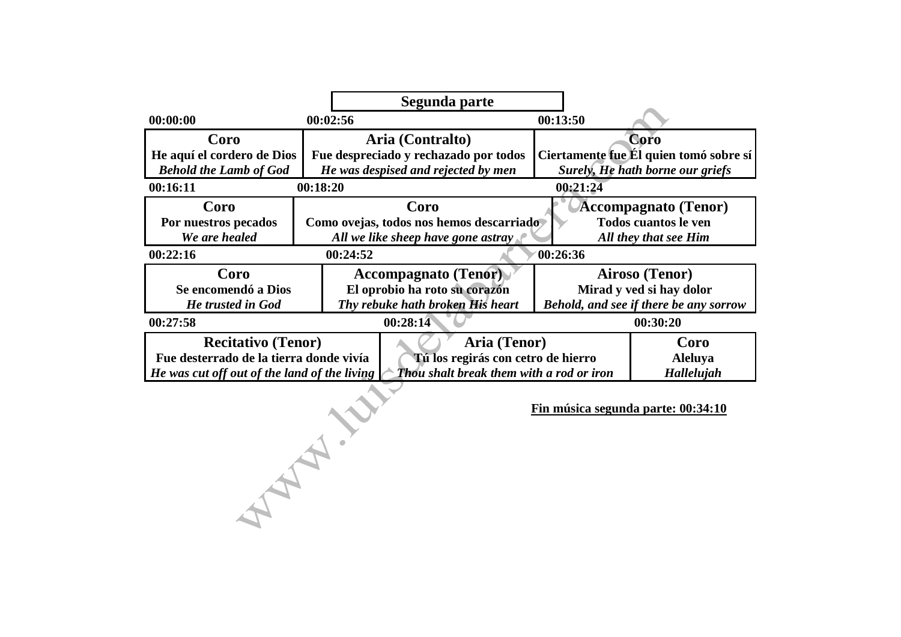## Segunda parte

| 00:00:00 | 00:02:56 | 00:13:50 |
|---|---|---|
| **Coro** | **Aria (Contralto)** | **Coro** |
| **He aquí el cordero de Dios** | **Fue despreciado y rechazado por todos** | **Ciertamente fue Él quien tomó sobre sí** |
| ***Behold the Lamb of God*** | ***He was despised and rejected by men*** | ***Surely, He hath borne our griefs*** |

| 00:16:11 | 00:18:20 | 00:21:24 |
|---|---|---|
| **Coro** | **Coro** | **Accompagnato (Tenor)** |
| **Por nuestros pecados** | **Como ovejas, todos nos hemos descarriado** | **Todos cuantos le ven** |
| ***We are healed*** | ***All we like sheep have gone astray*** | ***All they that see Him*** |

| 00:22:16 | 00:24:52 | 00:26:36 |
|---|---|---|
| **Coro** | **Accompagnato (Tenor)** | **Airoso (Tenor)** |
| **Se encomendó a Dios** | **El oprobio ha roto su corazón** | **Mirad y ved si hay dolor** |
| ***He trusted in God*** | ***Thy rebuke hath broken His heart*** | ***Behold, and see if there be any sorrow*** |

| 00:27:58 | 00:28:14 | 00:30:20 |
|---|---|---|
| **Recitativo (Tenor)** | **Aria (Tenor)** | **Coro** |
| **Fue desterrado de la tierra donde vivía** | **Tú los regirás con cetro de hierro** | **Aleluya** |
| ***He was cut off out of the land of the living*** | ***Thou shalt break them with a rod or iron*** | ***Hallelujah*** |

**Fin música segunda parte: 00:34:10**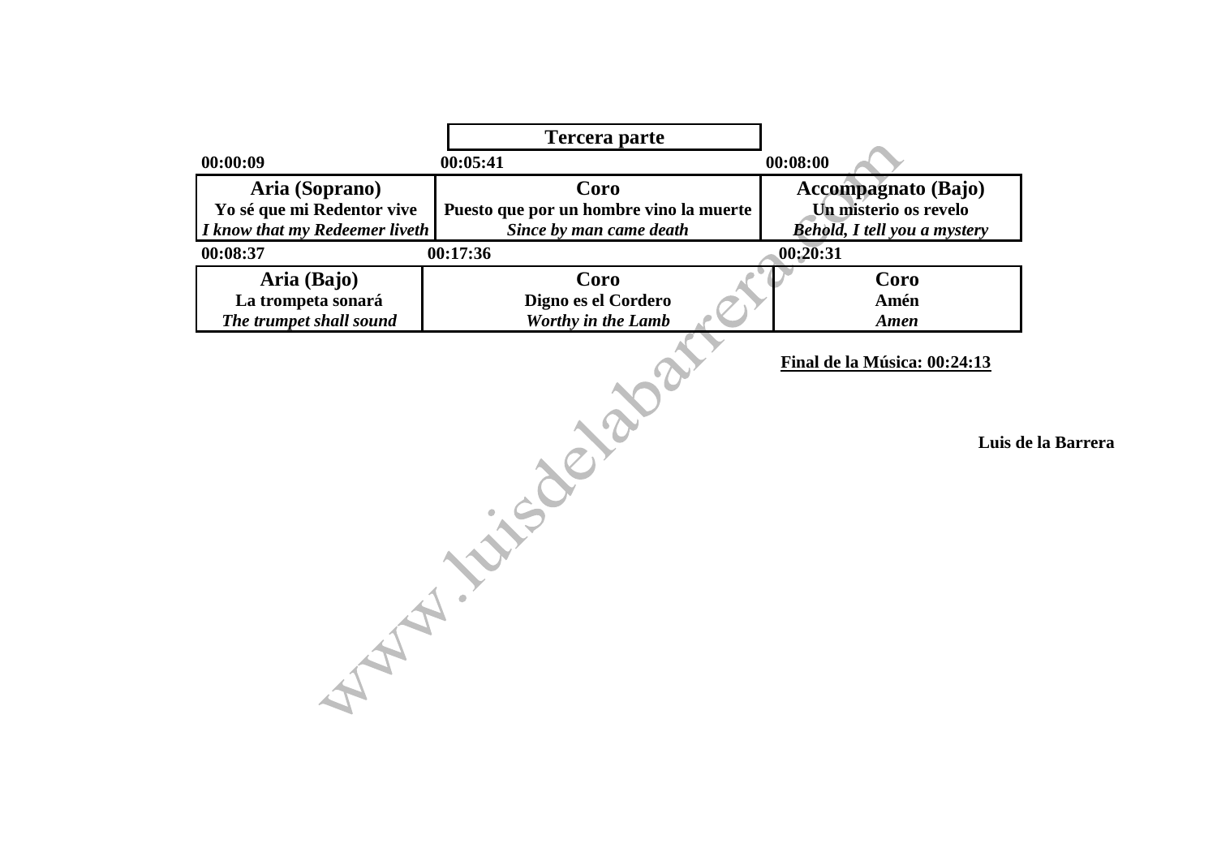## Tercera parte

| 00:00:09 | 00:05:41 | 00:08:00 |
|---|---|---|
| **Aria (Soprano)**<br>**Yo sé que mi Redentor vive**<br>***I know that my Redeemer liveth*** | **Coro**<br>**Puesto que por un hombre vino la muerte**<br>***Since by man came death*** | **Accompagnato (Bajo)**<br>**Un misterio os revelo**<br>***Behold, I tell you a mystery*** |

| 00:08:37 | 00:17:36 | 00:20:31 |
|---|---|---|
| **Aria (Bajo)**<br>**La trompeta sonará**<br>***The trumpet shall sound*** | **Coro**<br>**Digno es el Cordero**<br>***Worthy in the Lamb*** | **Coro**<br>**Amén**<br>***Amen*** |

**Final de la Música: 00:24:13**

**Luis de la Barrera**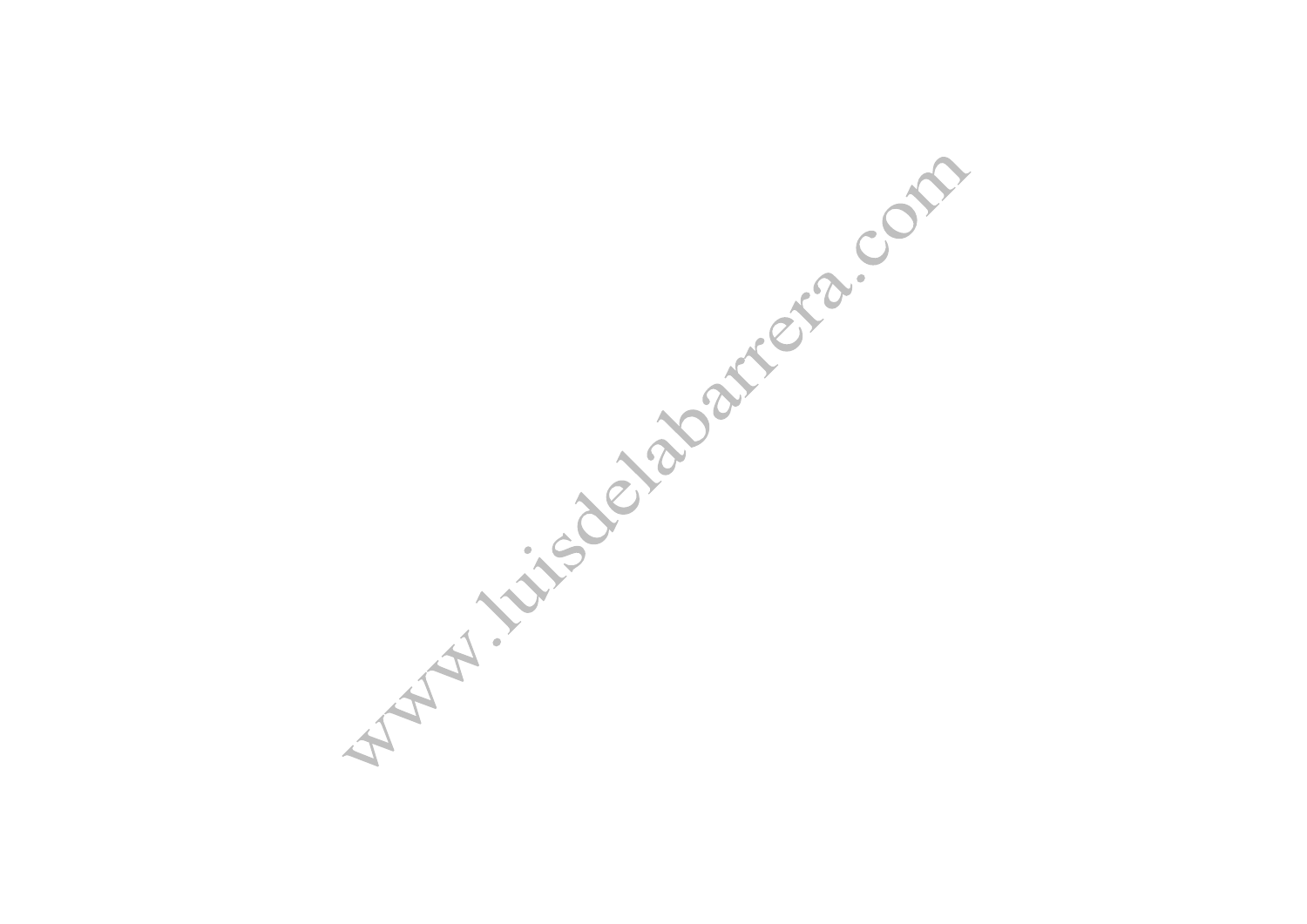www.luisdelabarrera.com